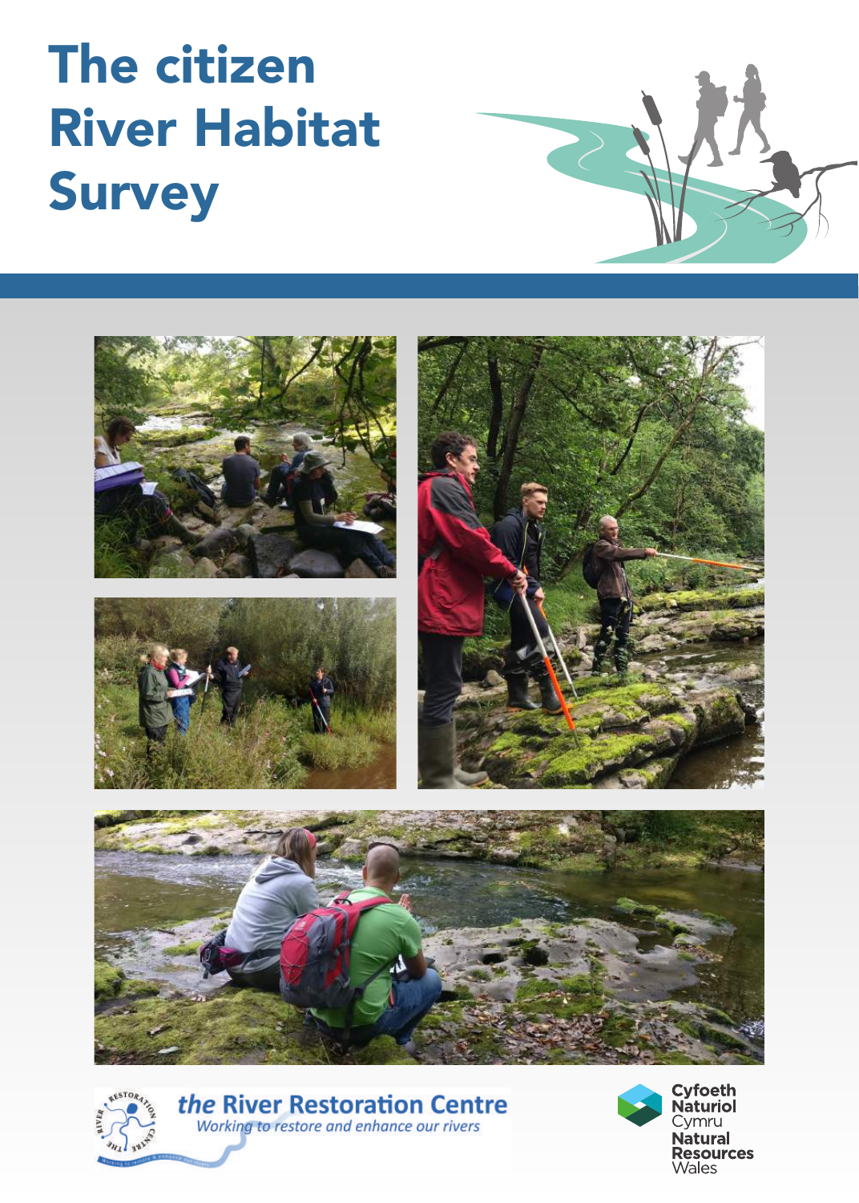# The citizen River Habitat Survey

the River Restoration Centre

*Working to restore and enhance our rivers*

Cyfoeth Naturiol Cymru
Natural Resources Wales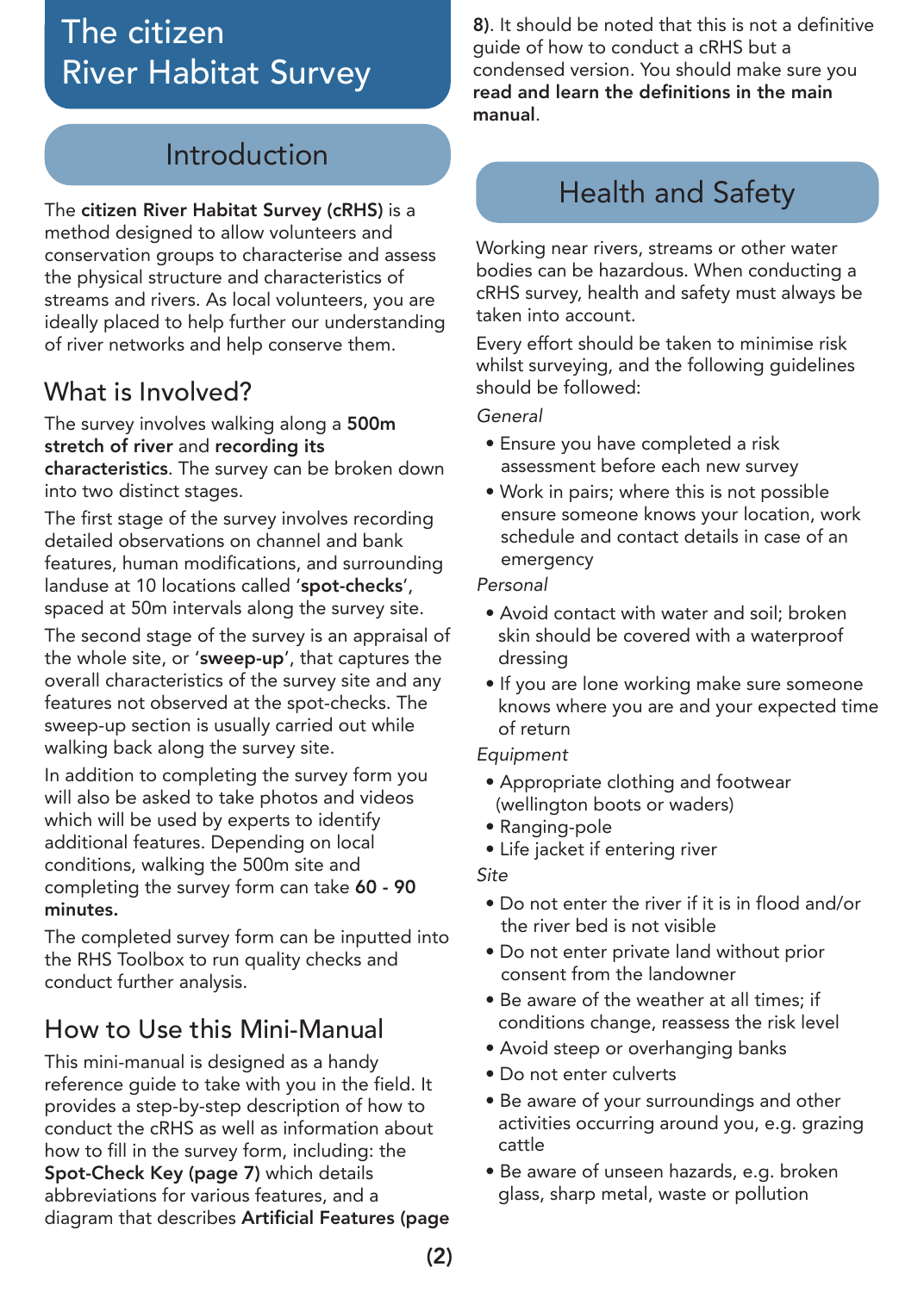# The citizen River Habitat Survey

## Introduction

The **citizen River Habitat Survey (cRHS)** is a method designed to allow volunteers and conservation groups to characterise and assess the physical structure and characteristics of streams and rivers. As local volunteers, you are ideally placed to help further our understanding of river networks and help conserve them.

### What is Involved?

The survey involves walking along a **500m stretch of river** and **recording its characteristics**. The survey can be broken down into two distinct stages.

The first stage of the survey involves recording detailed observations on channel and bank features, human modifications, and surrounding landuse at 10 locations called '**spot-checks**', spaced at 50m intervals along the survey site.

The second stage of the survey is an appraisal of the whole site, or '**sweep-up**', that captures the overall characteristics of the survey site and any features not observed at the spot-checks. The sweep-up section is usually carried out while walking back along the survey site.

In addition to completing the survey form you will also be asked to take photos and videos which will be used by experts to identify additional features. Depending on local conditions, walking the 500m site and completing the survey form can take **60 - 90 minutes.**

The completed survey form can be inputted into the RHS Toolbox to run quality checks and conduct further analysis.

### How to Use this Mini-Manual

This mini-manual is designed as a handy reference guide to take with you in the field. It provides a step-by-step description of how to conduct the cRHS as well as information about how to fill in the survey form, including: the **Spot-Check Key (page 7)** which details abbreviations for various features, and a diagram that describes **Artificial Features (page 8)**. It should be noted that this is not a definitive guide of how to conduct a cRHS but a condensed version. You should make sure you **read and learn the definitions in the main manual**.

## Health and Safety

Working near rivers, streams or other water bodies can be hazardous. When conducting a cRHS survey, health and safety must always be taken into account.

Every effort should be taken to minimise risk whilst surveying, and the following guidelines should be followed:

*General*

- Ensure you have completed a risk assessment before each new survey
- Work in pairs; where this is not possible ensure someone knows your location, work schedule and contact details in case of an emergency

*Personal*

- Avoid contact with water and soil; broken skin should be covered with a waterproof dressing
- If you are lone working make sure someone knows where you are and your expected time of return

*Equipment*

- Appropriate clothing and footwear (wellington boots or waders)
- Ranging-pole
- Life jacket if entering river

*Site*

- Do not enter the river if it is in flood and/or the river bed is not visible
- Do not enter private land without prior consent from the landowner
- Be aware of the weather at all times; if conditions change, reassess the risk level
- Avoid steep or overhanging banks
- Do not enter culverts
- Be aware of your surroundings and other activities occurring around you, e.g. grazing cattle
- Be aware of unseen hazards, e.g. broken glass, sharp metal, waste or pollution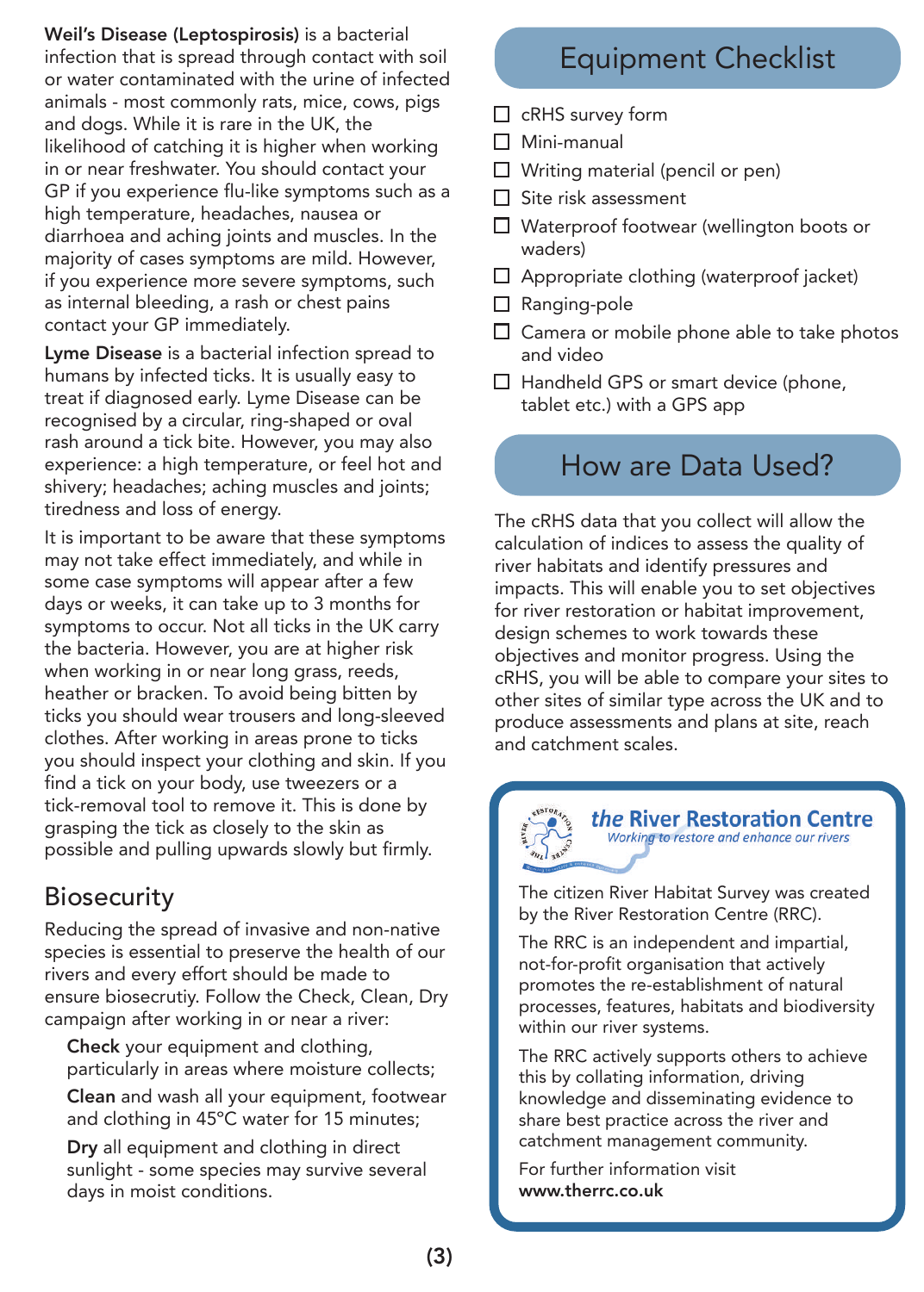**Weil's Disease (Leptospirosis)** is a bacterial infection that is spread through contact with soil or water contaminated with the urine of infected animals - most commonly rats, mice, cows, pigs and dogs. While it is rare in the UK, the likelihood of catching it is higher when working in or near freshwater. You should contact your GP if you experience flu-like symptoms such as a high temperature, headaches, nausea or diarrhoea and aching joints and muscles. In the majority of cases symptoms are mild. However, if you experience more severe symptoms, such as internal bleeding, a rash or chest pains contact your GP immediately.

**Lyme Disease** is a bacterial infection spread to humans by infected ticks. It is usually easy to treat if diagnosed early. Lyme Disease can be recognised by a circular, ring-shaped or oval rash around a tick bite. However, you may also experience: a high temperature, or feel hot and shivery; headaches; aching muscles and joints; tiredness and loss of energy.

It is important to be aware that these symptoms may not take effect immediately, and while in some case symptoms will appear after a few days or weeks, it can take up to 3 months for symptoms to occur. Not all ticks in the UK carry the bacteria. However, you are at higher risk when working in or near long grass, reeds, heather or bracken. To avoid being bitten by ticks you should wear trousers and long-sleeved clothes. After working in areas prone to ticks you should inspect your clothing and skin. If you find a tick on your body, use tweezers or a tick-removal tool to remove it. This is done by grasping the tick as closely to the skin as possible and pulling upwards slowly but firmly.

## Biosecurity

Reducing the spread of invasive and non-native species is essential to preserve the health of our rivers and every effort should be made to ensure biosecrutiy. Follow the Check, Clean, Dry campaign after working in or near a river:

**Check** your equipment and clothing, particularly in areas where moisture collects;

**Clean** and wash all your equipment, footwear and clothing in 45°C water for 15 minutes;

**Dry** all equipment and clothing in direct sunlight - some species may survive several days in moist conditions.

## Equipment Checklist

- ☐ cRHS survey form
- ☐ Mini-manual
- ☐ Writing material (pencil or pen)
- ☐ Site risk assessment
- ☐ Waterproof footwear (wellington boots or waders)
- ☐ Appropriate clothing (waterproof jacket)
- ☐ Ranging-pole
- ☐ Camera or mobile phone able to take photos and video
- ☐ Handheld GPS or smart device (phone, tablet etc.) with a GPS app

## How are Data Used?

The cRHS data that you collect will allow the calculation of indices to assess the quality of river habitats and identify pressures and impacts. This will enable you to set objectives for river restoration or habitat improvement, design schemes to work towards these objectives and monitor progress. Using the cRHS, you will be able to compare your sites to other sites of similar type across the UK and to produce assessments and plans at site, reach and catchment scales.

**the River Restoration Centre**
*Working to restore and enhance our rivers*

The citizen River Habitat Survey was created by the River Restoration Centre (RRC).

The RRC is an independent and impartial, not-for-profit organisation that actively promotes the re-establishment of natural processes, features, habitats and biodiversity within our river systems.

The RRC actively supports others to achieve this by collating information, driving knowledge and disseminating evidence to share best practice across the river and catchment management community.

For further information visit **www.therrc.co.uk**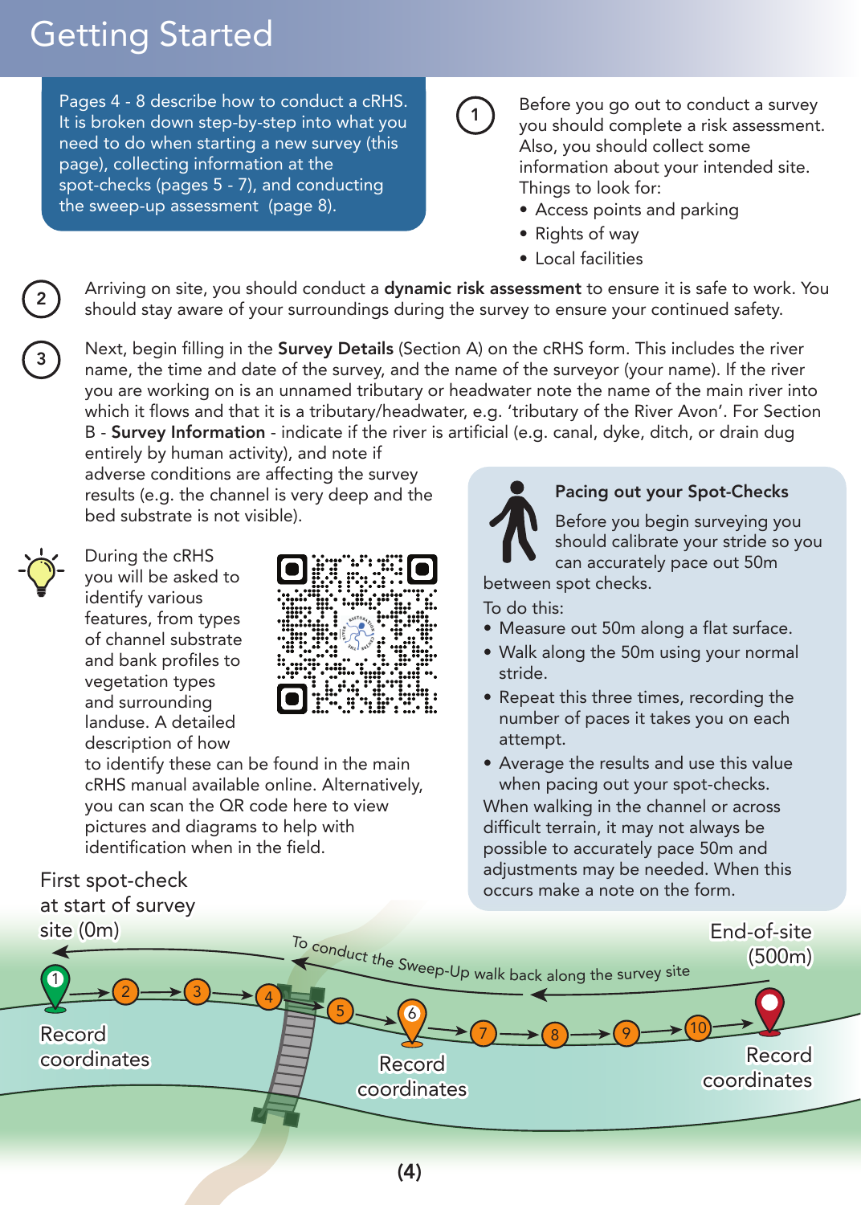# Getting Started

Pages 4 - 8 describe how to conduct a cRHS. It is broken down step-by-step into what you need to do when starting a new survey (this page), collecting information at the spot-checks (pages 5 - 7), and conducting the sweep-up assessment (page 8).

1. Before you go out to conduct a survey you should complete a risk assessment. Also, you should collect some information about your intended site. Things to look for:
   - Access points and parking
   - Rights of way
   - Local facilities

2. Arriving on site, you should conduct a **dynamic risk assessment** to ensure it is safe to work. You should stay aware of your surroundings during the survey to ensure your continued safety.

3. Next, begin filling in the **Survey Details** (Section A) on the cRHS form. This includes the river name, the time and date of the survey, and the name of the surveyor (your name). If the river you are working on is an unnamed tributary or headwater note the name of the main river into which it flows and that it is a tributary/headwater, e.g. 'tributary of the River Avon'. For Section B - **Survey Information** - indicate if the river is artificial (e.g. canal, dyke, ditch, or drain dug entirely by human activity), and note if adverse conditions are affecting the survey results (e.g. the channel is very deep and the bed substrate is not visible).

During the cRHS you will be asked to identify various features, from types of channel substrate and bank profiles to vegetation types and surrounding landuse. A detailed description of how to identify these can be found in the main cRHS manual available online. Alternatively, you can scan the QR code here to view pictures and diagrams to help with identification when in the field.

### Pacing out your Spot-Checks

Before you begin surveying you should calibrate your stride so you can accurately pace out 50m between spot checks.

To do this:

- Measure out 50m along a flat surface.
- Walk along the 50m using your normal stride.
- Repeat this three times, recording the number of paces it takes you on each attempt.
- Average the results and use this value when pacing out your spot-checks.

When walking in the channel or across difficult terrain, it may not always be possible to accurately pace 50m and adjustments may be needed. When this occurs make a note on the form.

First spot-check at start of survey site (0m)

To conduct the Sweep-Up walk back along the survey site

End-of-site (500m)

Record coordinates (spot-check 1)

Record coordinates (spot-check 6)

Record coordinates (end-of-site)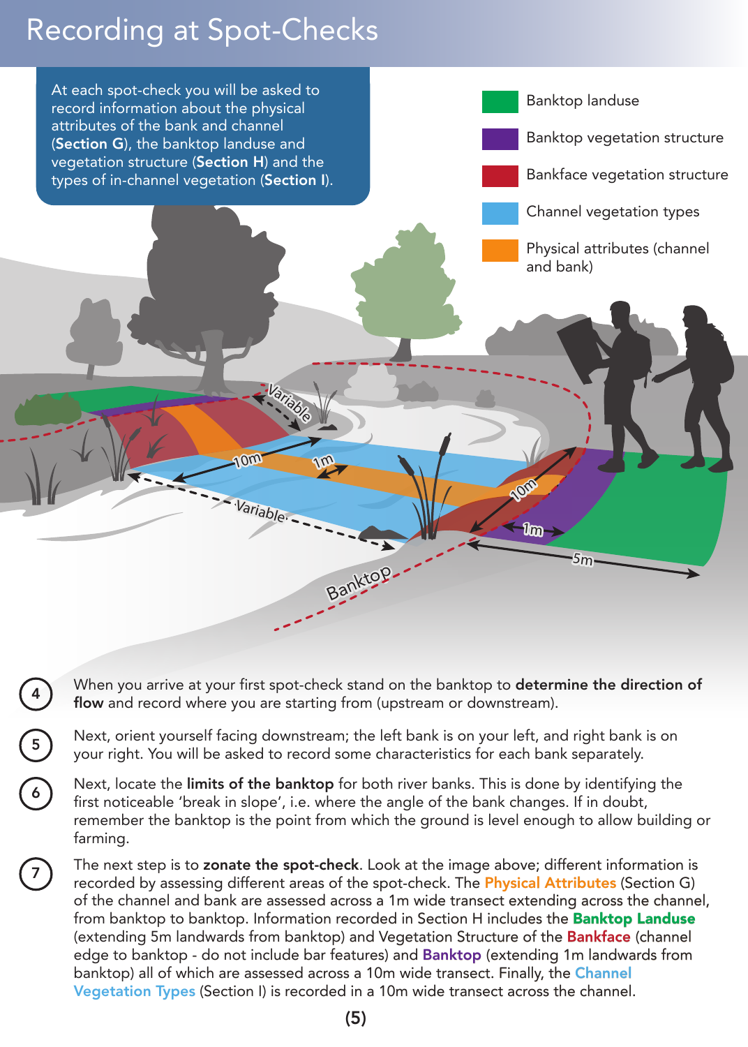# Recording at Spot-Checks

At each spot-check you will be asked to record information about the physical attributes of the bank and channel (**Section G**), the banktop landuse and vegetation structure (**Section H**) and the types of in-channel vegetation (**Section I**).

- Banktop landuse
- Banktop vegetation structure
- Bankface vegetation structure
- Channel vegetation types
- Physical attributes (channel and bank)

4. When you arrive at your first spot-check stand on the banktop to **determine the direction of flow** and record where you are starting from (upstream or downstream).

5. Next, orient yourself facing downstream; the left bank is on your left, and right bank is on your right. You will be asked to record some characteristics for each bank separately.

6. Next, locate the **limits of the banktop** for both river banks. This is done by identifying the first noticeable 'break in slope', i.e. where the angle of the bank changes. If in doubt, remember the banktop is the point from which the ground is level enough to allow building or farming.

7. The next step is to **zonate the spot-check**. Look at the image above; different information is recorded by assessing different areas of the spot-check. The **Physical Attributes** (Section G) of the channel and bank are assessed across a 1m wide transect extending across the channel, from banktop to banktop. Information recorded in Section H includes the **Banktop Landuse** (extending 5m landwards from banktop) and Vegetation Structure of the **Bankface** (channel edge to banktop - do not include bar features) and **Banktop** (extending 1m landwards from banktop) all of which are assessed across a 10m wide transect. Finally, the **Channel Vegetation Types** (Section I) is recorded in a 10m wide transect across the channel.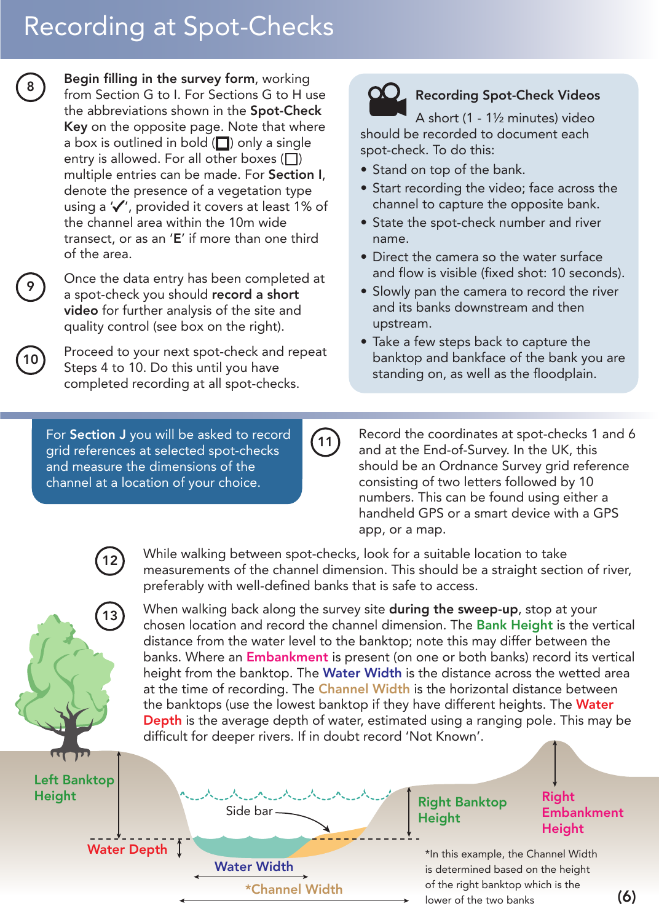# Recording at Spot-Checks

8. **Begin filling in the survey form**, working from Section G to I. For Sections G to H use the abbreviations shown in the **Spot-Check Key** on the opposite page. Note that where a box is outlined in bold (☐) only a single entry is allowed. For all other boxes (☐) multiple entries can be made. For **Section I**, denote the presence of a vegetation type using a '✓', provided it covers at least 1% of the channel area within the 10m wide transect, or as an '**E**' if more than one third of the area.

9. Once the data entry has been completed at a spot-check you should **record a short video** for further analysis of the site and quality control (see box on the right).

10. Proceed to your next spot-check and repeat Steps 4 to 10. Do this until you have completed recording at all spot-checks.

### Recording Spot-Check Videos

A short (1 - 1½ minutes) video should be recorded to document each spot-check. To do this:

- Stand on top of the bank.
- Start recording the video; face across the channel to capture the opposite bank.
- State the spot-check number and river name.
- Direct the camera so the water surface and flow is visible (fixed shot: 10 seconds).
- Slowly pan the camera to record the river and its banks downstream and then upstream.
- Take a few steps back to capture the banktop and bankface of the bank you are standing on, as well as the floodplain.

For **Section J** you will be asked to record grid references at selected spot-checks and measure the dimensions of the channel at a location of your choice.

11. Record the coordinates at spot-checks 1 and 6 and at the End-of-Survey. In the UK, this should be an Ordnance Survey grid reference consisting of two letters followed by 10 numbers. This can be found using either a handheld GPS or a smart device with a GPS app, or a map.

12. While walking between spot-checks, look for a suitable location to take measurements of the channel dimension. This should be a straight section of river, preferably with well-defined banks that is safe to access.

13. When walking back along the survey site **during the sweep-up**, stop at your chosen location and record the channel dimension. The **Bank Height** is the vertical distance from the water level to the banktop; note this may differ between the banks. Where an **Embankment** is present (on one or both banks) record its vertical height from the banktop. The **Water Width** is the distance across the wetted area at the time of recording. The **Channel Width** is the horizontal distance between the banktops (use the lowest banktop if they have different heights. The **Water Depth** is the average depth of water, estimated using a ranging pole. This may be difficult for deeper rivers. If in doubt record 'Not Known'.

Left Banktop Height | Water Depth | Side bar | Water Width | *Channel Width | Right Banktop Height | Right Embankment Height

*In this example, the Channel Width is determined based on the height of the right banktop which is the lower of the two banks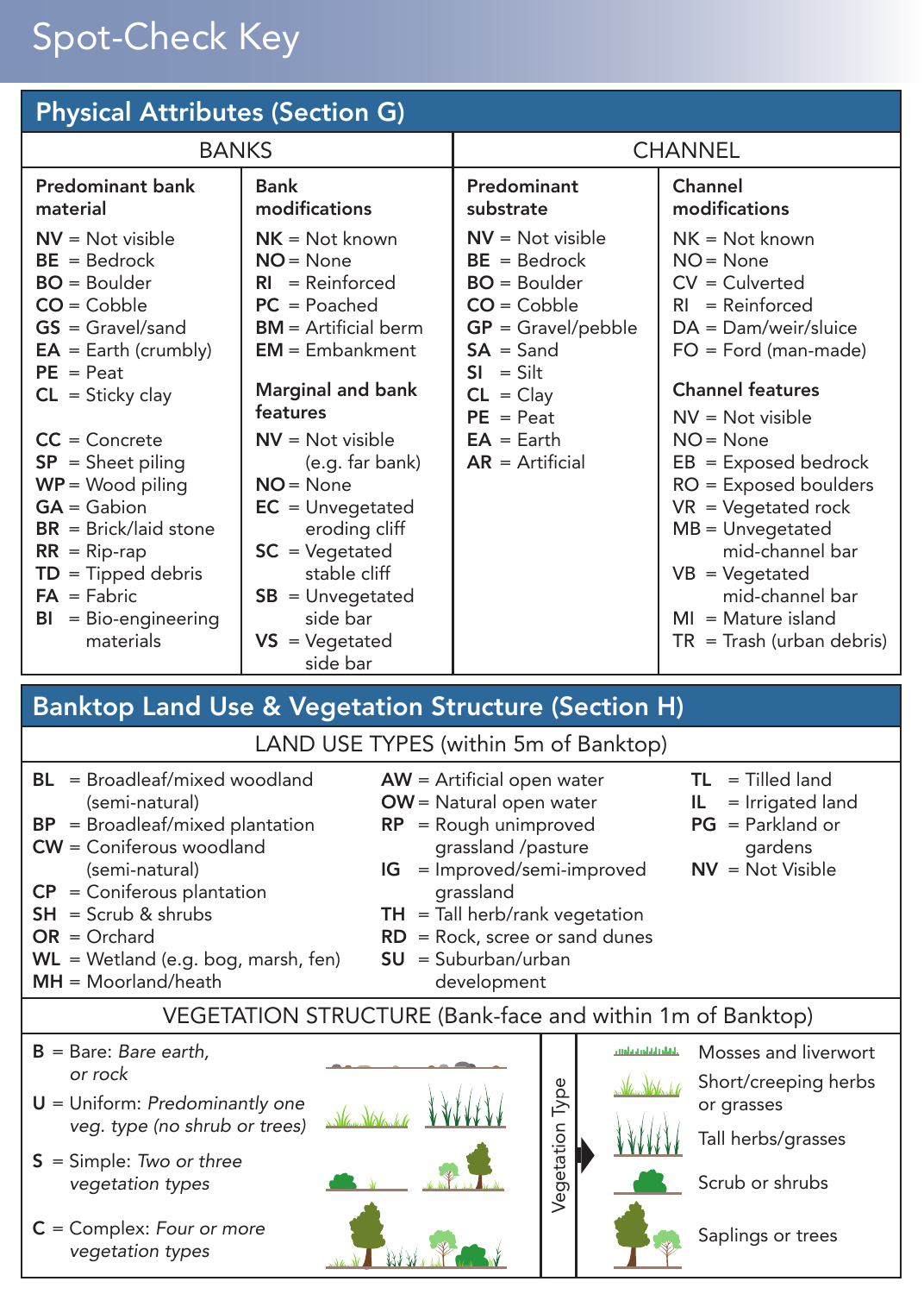# Spot-Check Key

## Physical Attributes (Section G)

### BANKS

**Predominant bank material**

**NV** = Not visible
**BE** = Bedrock
**BO** = Boulder
**CO** = Cobble
**GS** = Gravel/sand
**EA** = Earth (crumbly)
**PE** = Peat
**CL** = Sticky clay

**CC** = Concrete
**SP** = Sheet piling
**WP** = Wood piling
**GA** = Gabion
**BR** = Brick/laid stone
**RR** = Rip-rap
**TD** = Tipped debris
**FA** = Fabric
**BI** = Bio-engineering materials

**Bank modifications**

**NK** = Not known
**NO** = None
**RI** = Reinforced
**PC** = Poached
**BM** = Artificial berm
**EM** = Embankment

**Marginal and bank features**

**NV** = Not visible (e.g. far bank)
**NO** = None
**EC** = Unvegetated eroding cliff
**SC** = Vegetated stable cliff
**SB** = Unvegetated side bar
**VS** = Vegetated side bar

### CHANNEL

**Predominant substrate**

**NV** = Not visible
**BE** = Bedrock
**BO** = Boulder
**CO** = Cobble
**GP** = Gravel/pebble
**SA** = Sand
**SI** = Silt
**CL** = Clay
**PE** = Peat
**EA** = Earth
**AR** = Artificial

**Channel modifications**

**NK** = Not known
**NO** = None
**CV** = Culverted
**RI** = Reinforced
**DA** = Dam/weir/sluice
**FO** = Ford (man-made)

**Channel features**

**NV** = Not visible
**NO** = None
**EB** = Exposed bedrock
**RO** = Exposed boulders
**VR** = Vegetated rock
**MB** = Unvegetated mid-channel bar
**VB** = Vegetated mid-channel bar
**MI** = Mature island
**TR** = Trash (urban debris)

## Banktop Land Use & Vegetation Structure (Section H)

### LAND USE TYPES (within 5m of Banktop)

**BL** = Broadleaf/mixed woodland (semi-natural)
**BP** = Broadleaf/mixed plantation
**CW** = Coniferous woodland (semi-natural)
**CP** = Coniferous plantation
**SH** = Scrub & shrubs
**OR** = Orchard
**WL** = Wetland (e.g. bog, marsh, fen)
**MH** = Moorland/heath

**AW** = Artificial open water
**OW** = Natural open water
**RP** = Rough unimproved grassland /pasture
**IG** = Improved/semi-improved grassland
**TH** = Tall herb/rank vegetation
**RD** = Rock, scree or sand dunes
**SU** = Suburban/urban development

**TL** = Tilled land
**IL** = Irrigated land
**PG** = Parkland or gardens
**NV** = Not Visible

### VEGETATION STRUCTURE (Bank-face and within 1m of Banktop)

**B** = Bare: *Bare earth, or rock*

**U** = Uniform: *Predominantly one veg. type (no shrub or trees)*

**S** = Simple: *Two or three vegetation types*

**C** = Complex: *Four or more vegetation types*

**Vegetation Type**

- Mosses and liverwort
- Short/creeping herbs or grasses
- Tall herbs/grasses
- Scrub or shrubs
- Saplings or trees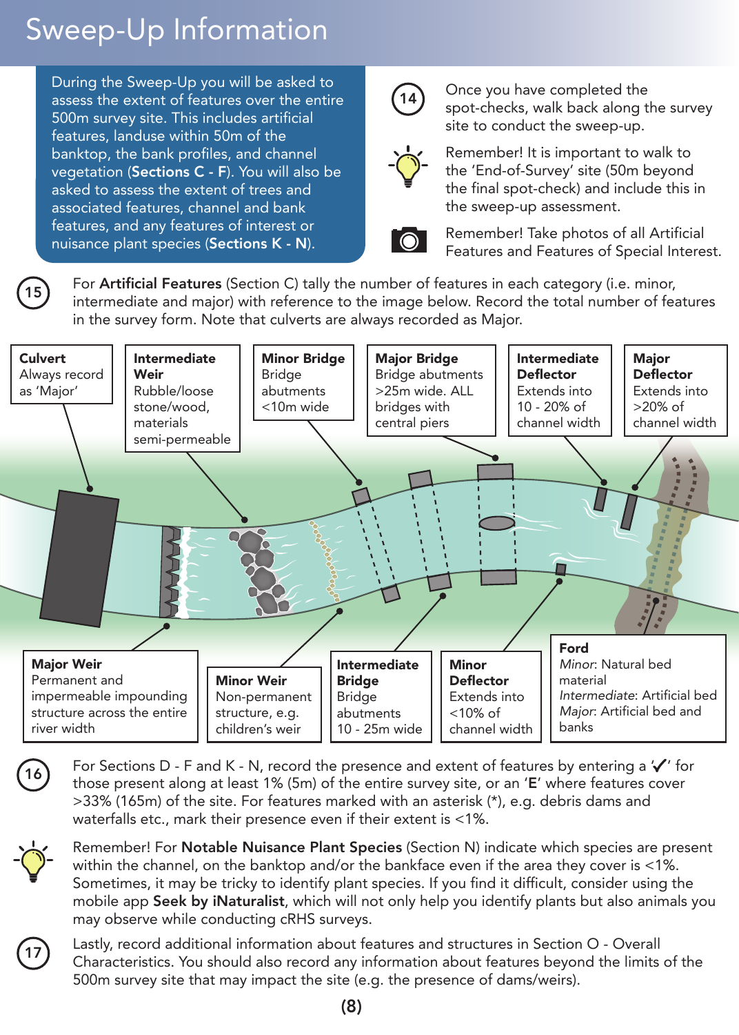# Sweep-Up Information

During the Sweep-Up you will be asked to assess the extent of features over the entire 500m survey site. This includes artificial features, landuse within 50m of the banktop, the bank profiles, and channel vegetation (**Sections C - F**). You will also be asked to assess the extent of trees and associated features, channel and bank features, and any features of interest or nuisance plant species (**Sections K - N**).

**14** Once you have completed the spot-checks, walk back along the survey site to conduct the sweep-up.

Remember! It is important to walk to the 'End-of-Survey' site (50m beyond the final spot-check) and include this in the sweep-up assessment.

Remember! Take photos of all Artificial Features and Features of Special Interest.

**15** For **Artificial Features** (Section C) tally the number of features in each category (i.e. minor, intermediate and major) with reference to the image below. Record the total number of features in the survey form. Note that culverts are always recorded as Major.

**Culvert**
Always record as 'Major'

**Intermediate Weir**
Rubble/loose stone/wood, materials semi-permeable

**Minor Bridge**
Bridge abutments <10m wide

**Major Bridge**
Bridge abutments >25m wide. ALL bridges with central piers

**Intermediate Deflector**
Extends into 10 - 20% of channel width

**Major Deflector**
Extends into >20% of channel width

**Major Weir**
Permanent and impermeable impounding structure across the entire river width

**Minor Weir**
Non-permanent structure, e.g. children's weir

**Intermediate Bridge**
Bridge abutments 10 - 25m wide

**Minor Deflector**
Extends into <10% of channel width

**Ford**
*Minor*: Natural bed material
*Intermediate*: Artificial bed
*Major*: Artificial bed and banks

**16** For Sections D - F and K - N, record the presence and extent of features by entering a '✓' for those present along at least 1% (5m) of the entire survey site, or an '**E**' where features cover >33% (165m) of the site. For features marked with an asterisk (*), e.g. debris dams and waterfalls etc., mark their presence even if their extent is <1%.

Remember! For **Notable Nuisance Plant Species** (Section N) indicate which species are present within the channel, on the banktop and/or the bankface even if the area they cover is <1%. Sometimes, it may be tricky to identify plant species. If you find it difficult, consider using the mobile app **Seek by iNaturalist**, which will not only help you identify plants but also animals you may observe while conducting cRHS surveys.

**17** Lastly, record additional information about features and structures in Section O - Overall Characteristics. You should also record any information about features beyond the limits of the 500m survey site that may impact the site (e.g. the presence of dams/weirs).